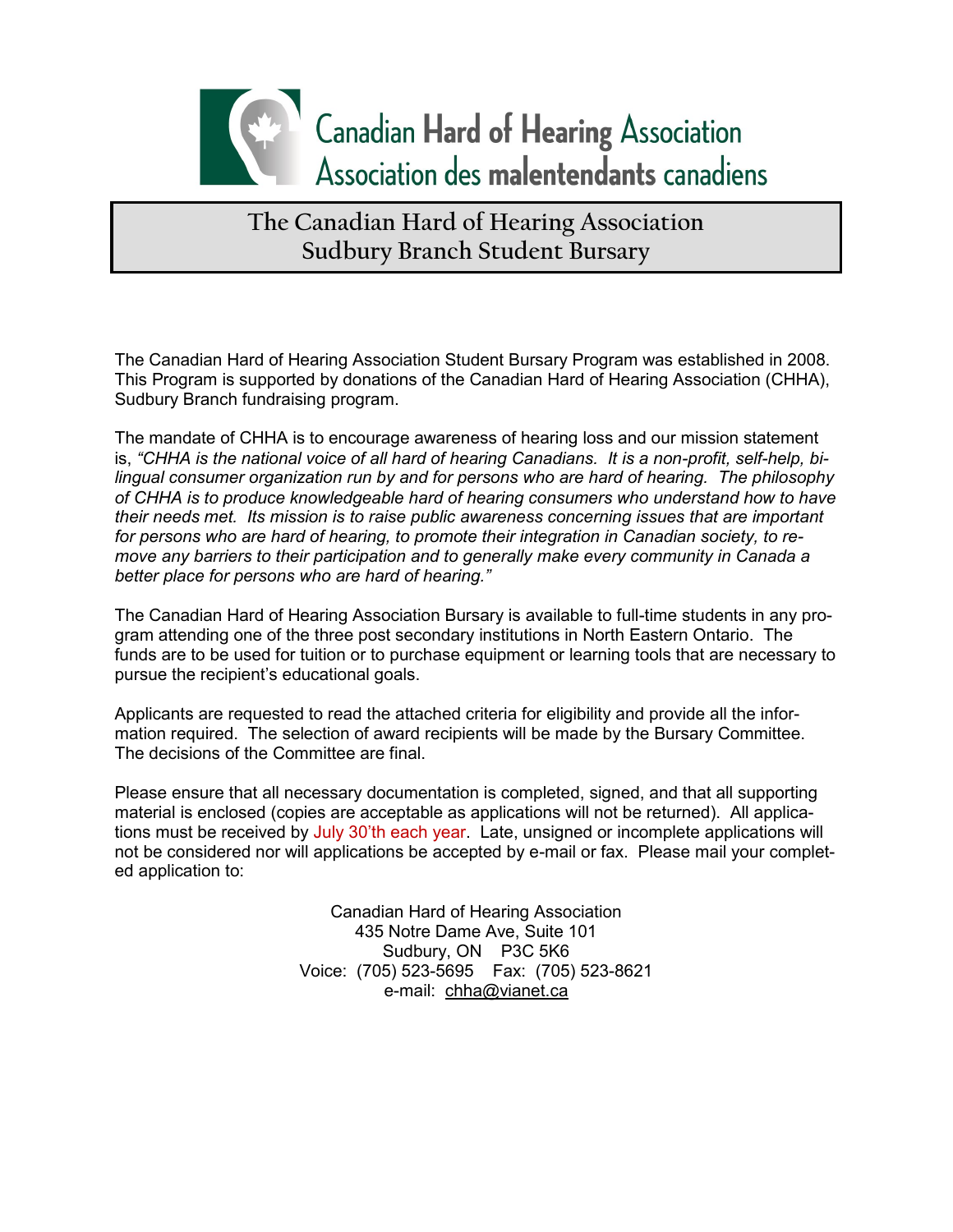Canadian Hard of Hearing Association
Association des malentendants canadiens

# The Canadian Hard of Hearing Association Sudbury Branch Student Bursary

The Canadian Hard of Hearing Association Student Bursary Program was established in 2008. This Program is supported by donations of the Canadian Hard of Hearing Association (CHHA), Sudbury Branch fundraising program.

The mandate of CHHA is to encourage awareness of hearing loss and our mission statement is, *"CHHA is the national voice of all hard of hearing Canadians. It is a non-profit, self-help, bilingual consumer organization run by and for persons who are hard of hearing. The philosophy of CHHA is to produce knowledgeable hard of hearing consumers who understand how to have their needs met. Its mission is to raise public awareness concerning issues that are important for persons who are hard of hearing, to promote their integration in Canadian society, to remove any barriers to their participation and to generally make every community in Canada a better place for persons who are hard of hearing."*

The Canadian Hard of Hearing Association Bursary is available to full-time students in any program attending one of the three post secondary institutions in North Eastern Ontario. The funds are to be used for tuition or to purchase equipment or learning tools that are necessary to pursue the recipient's educational goals.

Applicants are requested to read the attached criteria for eligibility and provide all the information required. The selection of award recipients will be made by the Bursary Committee. The decisions of the Committee are final.

Please ensure that all necessary documentation is completed, signed, and that all supporting material is enclosed (copies are acceptable as applications will not be returned). All applications must be received by July 30'th each year. Late, unsigned or incomplete applications will not be considered nor will applications be accepted by e-mail or fax. Please mail your completed application to:

Canadian Hard of Hearing Association
435 Notre Dame Ave, Suite 101
Sudbury, ON P3C 5K6
Voice: (705) 523-5695 Fax: (705) 523-8621
e-mail: chha@vianet.ca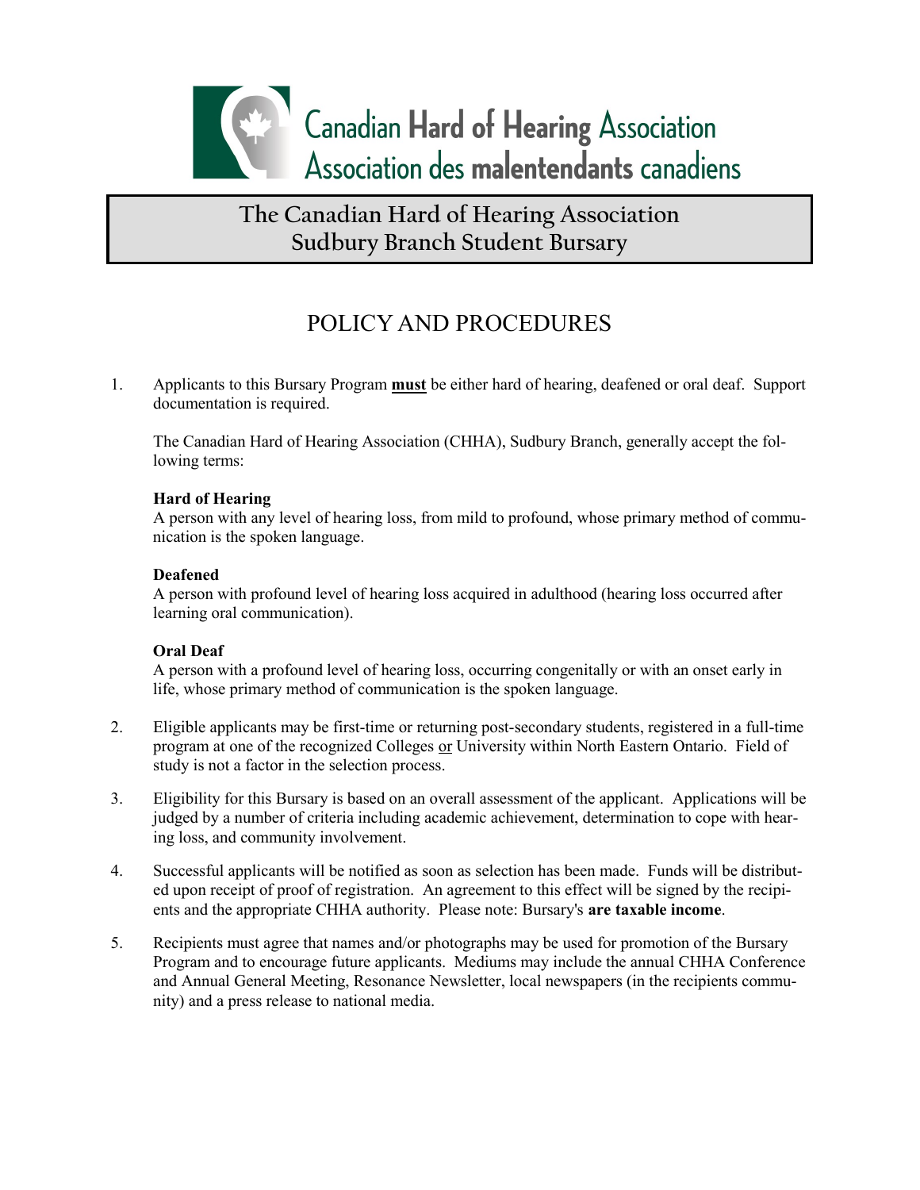Canadian Hard of Hearing Association
Association des malentendants canadiens

# The Canadian Hard of Hearing Association Sudbury Branch Student Bursary

## POLICY AND PROCEDURES

1. Applicants to this Bursary Program **must** be either hard of hearing, deafened or oral deaf. Support documentation is required.

   The Canadian Hard of Hearing Association (CHHA), Sudbury Branch, generally accept the following terms:

   **Hard of Hearing**
   A person with any level of hearing loss, from mild to profound, whose primary method of communication is the spoken language.

   **Deafened**
   A person with profound level of hearing loss acquired in adulthood (hearing loss occurred after learning oral communication).

   **Oral Deaf**
   A person with a profound level of hearing loss, occurring congenitally or with an onset early in life, whose primary method of communication is the spoken language.

2. Eligible applicants may be first-time or returning post-secondary students, registered in a full-time program at one of the recognized Colleges or University within North Eastern Ontario. Field of study is not a factor in the selection process.

3. Eligibility for this Bursary is based on an overall assessment of the applicant. Applications will be judged by a number of criteria including academic achievement, determination to cope with hearing loss, and community involvement.

4. Successful applicants will be notified as soon as selection has been made. Funds will be distributed upon receipt of proof of registration. An agreement to this effect will be signed by the recipients and the appropriate CHHA authority. Please note: Bursary's **are taxable income**.

5. Recipients must agree that names and/or photographs may be used for promotion of the Bursary Program and to encourage future applicants. Mediums may include the annual CHHA Conference and Annual General Meeting, Resonance Newsletter, local newspapers (in the recipients community) and a press release to national media.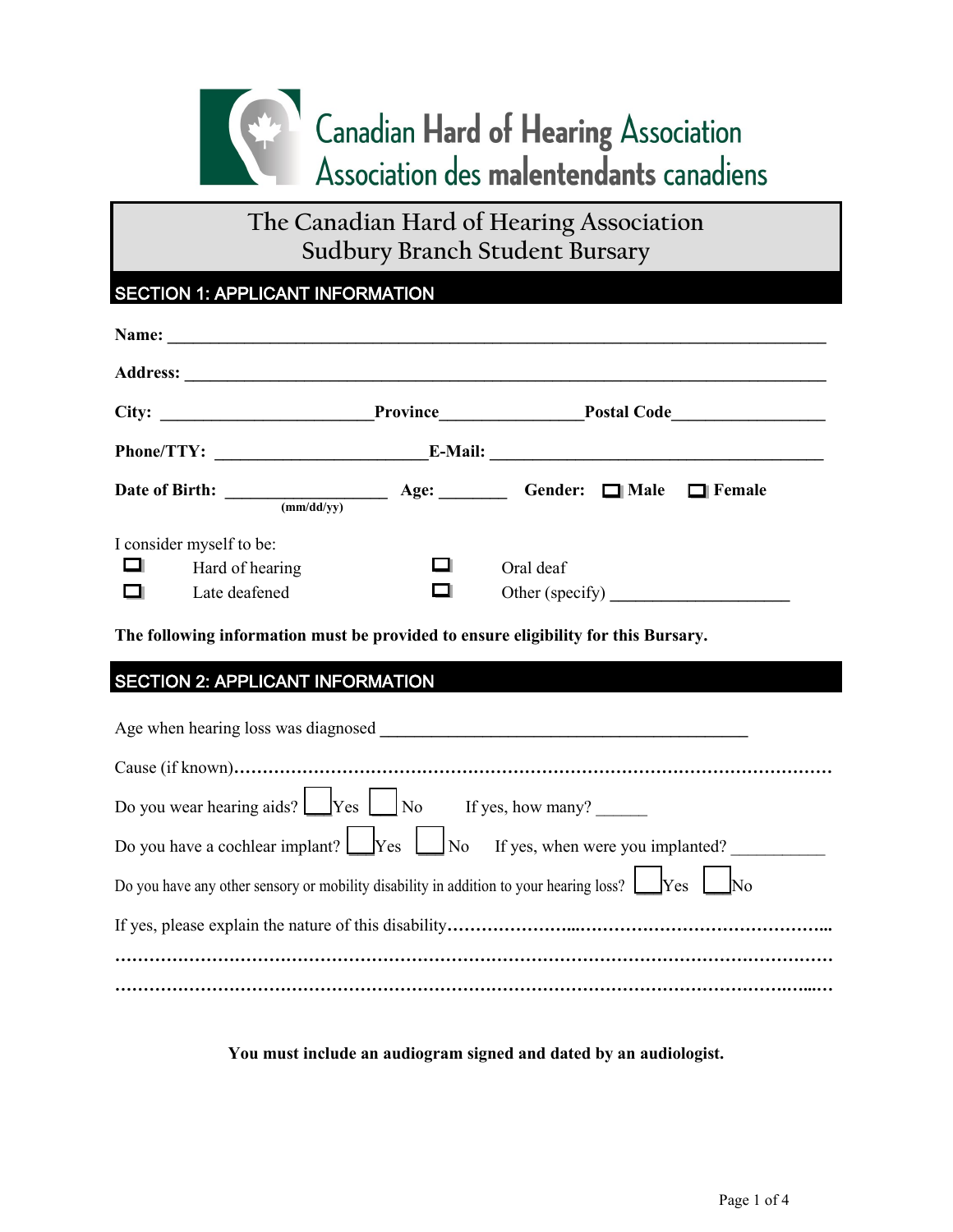Canadian Hard of Hearing Association
Association des malentendants canadiens

# The Canadian Hard of Hearing Association
# Sudbury Branch Student Bursary

## SECTION 1: APPLICANT INFORMATION

**Name:** ______________________________________________________________________________

**Address:** ____________________________________________________________________________

**City:** ________________________ **Province** _______________ **Postal Code** _________________

**Phone/TTY:** ________________________ **E-Mail:** ______________________________________

**Date of Birth:** __________________ (mm/dd/yy) **Age:** ________ **Gender:** ☐ **Male** ☐ **Female**

I consider myself to be:

☐ Hard of hearing ☐ Oral deaf

☐ Late deafened ☐ Other (specify) ____________________

**The following information must be provided to ensure eligibility for this Bursary.**

## SECTION 2: APPLICANT INFORMATION

Age when hearing loss was diagnosed __________________________________________

Cause (if known)……………………………………………………………………………………………

Do you wear hearing aids? ☐ Yes ☐ No If yes, how many? ______

Do you have a cochlear implant? ☐ Yes ☐ No If yes, when were you implanted? ___________

Do you have any other sensory or mobility disability in addition to your hearing loss? ☐ Yes ☐ No

If yes, please explain the nature of this disability……………………………………………………………

…………………………………………………………………………………………………………………

…………………………………………………………………………………………………………………

**You must include an audiogram signed and dated by an audiologist.**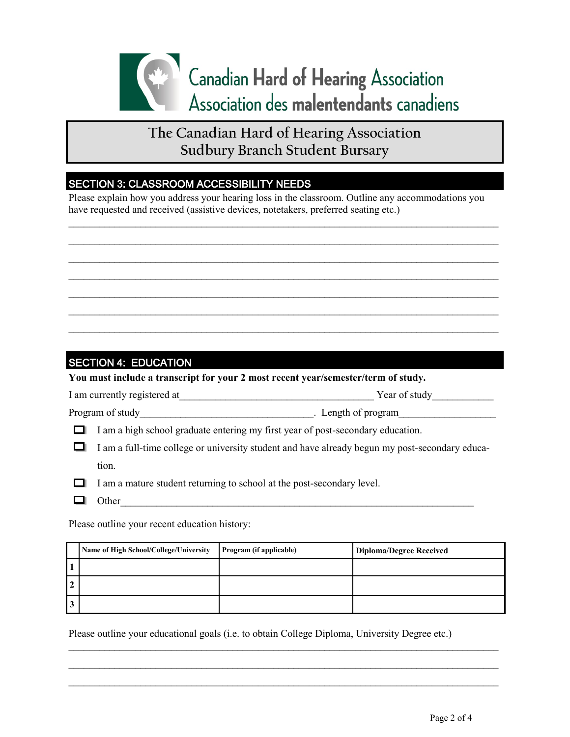Canadian Hard of Hearing Association
Association des malentendants canadiens

# The Canadian Hard of Hearing Association Sudbury Branch Student Bursary

## SECTION 3: CLASSROOM ACCESSIBILITY NEEDS

Please explain how you address your hearing loss in the classroom. Outline any accommodations you have requested and received (assistive devices, notetakers, preferred seating etc.)

______________________________________________________________________________

______________________________________________________________________________

______________________________________________________________________________

______________________________________________________________________________

______________________________________________________________________________

______________________________________________________________________________

______________________________________________________________________________

## SECTION 4: EDUCATION

**You must include a transcript for your 2 most recent year/semester/term of study.**

I am currently registered at_____________________________________ Year of study___________

Program of study_________________________________. Length of program_________________

- ☐ I am a high school graduate entering my first year of post-secondary education.
- ☐ I am a full-time college or university student and have already begun my post-secondary education.
- ☐ I am a mature student returning to school at the post-secondary level.
- ☐ Other____________________________________________________________________

Please outline your recent education history:

| | Name of High School/College/University | Program (if applicable) | Diploma/Degree Received |
|---|---|---|---|
| 1 | | | |
| 2 | | | |
| 3 | | | |

Please outline your educational goals (i.e. to obtain College Diploma, University Degree etc.)

______________________________________________________________________________

______________________________________________________________________________

______________________________________________________________________________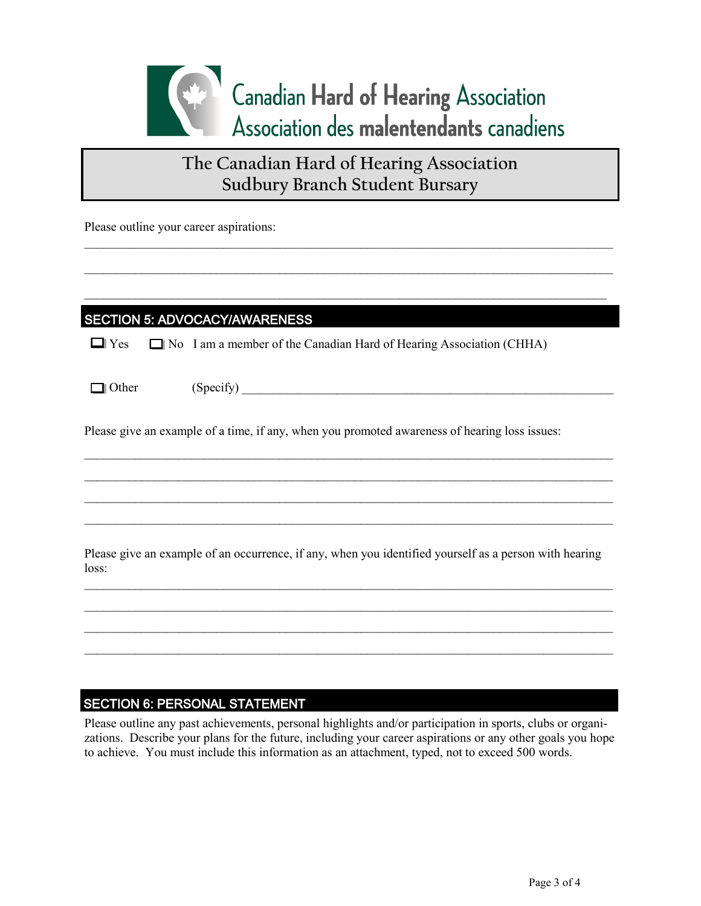Canadian Hard of Hearing Association
Association des malentendants canadiens

# The Canadian Hard of Hearing Association Sudbury Branch Student Bursary

Please outline your career aspirations:

_______________________________________________________________________________

_______________________________________________________________________________

_______________________________________________________________________________

## SECTION 5: ADVOCACY/AWARENESS

☐ Yes ☐ No I am a member of the Canadian Hard of Hearing Association (CHHA)

☐ Other (Specify) ____________________________________________________________

Please give an example of a time, if any, when you promoted awareness of hearing loss issues:

_______________________________________________________________________________

_______________________________________________________________________________

_______________________________________________________________________________

_______________________________________________________________________________

Please give an example of an occurrence, if any, when you identified yourself as a person with hearing loss:

_______________________________________________________________________________

_______________________________________________________________________________

_______________________________________________________________________________

_______________________________________________________________________________

## SECTION 6: PERSONAL STATEMENT

Please outline any past achievements, personal highlights and/or participation in sports, clubs or organizations. Describe your plans for the future, including your career aspirations or any other goals you hope to achieve. You must include this information as an attachment, typed, not to exceed 500 words.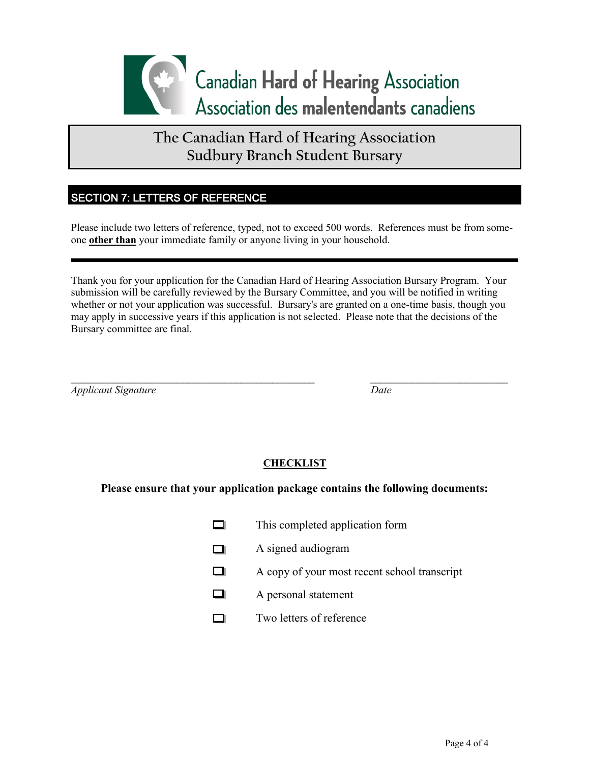Canadian Hard of Hearing Association
Association des malentendants canadiens

# The Canadian Hard of Hearing Association Sudbury Branch Student Bursary

## SECTION 7: LETTERS OF REFERENCE

Please include two letters of reference, typed, not to exceed 500 words. References must be from someone **other than** your immediate family or anyone living in your household.

---

Thank you for your application for the Canadian Hard of Hearing Association Bursary Program. Your submission will be carefully reviewed by the Bursary Committee, and you will be notified in writing whether or not your application was successful. Bursary's are granted on a one-time basis, though you may apply in successive years if this application is not selected. Please note that the decisions of the Bursary committee are final.

_________________________________________________ *Applicant Signature*

___________________________ *Date*

**CHECKLIST**

**Please ensure that your application package contains the following documents:**

- ☐ This completed application form
- ☐ A signed audiogram
- ☐ A copy of your most recent school transcript
- ☐ A personal statement
- ☐ Two letters of reference